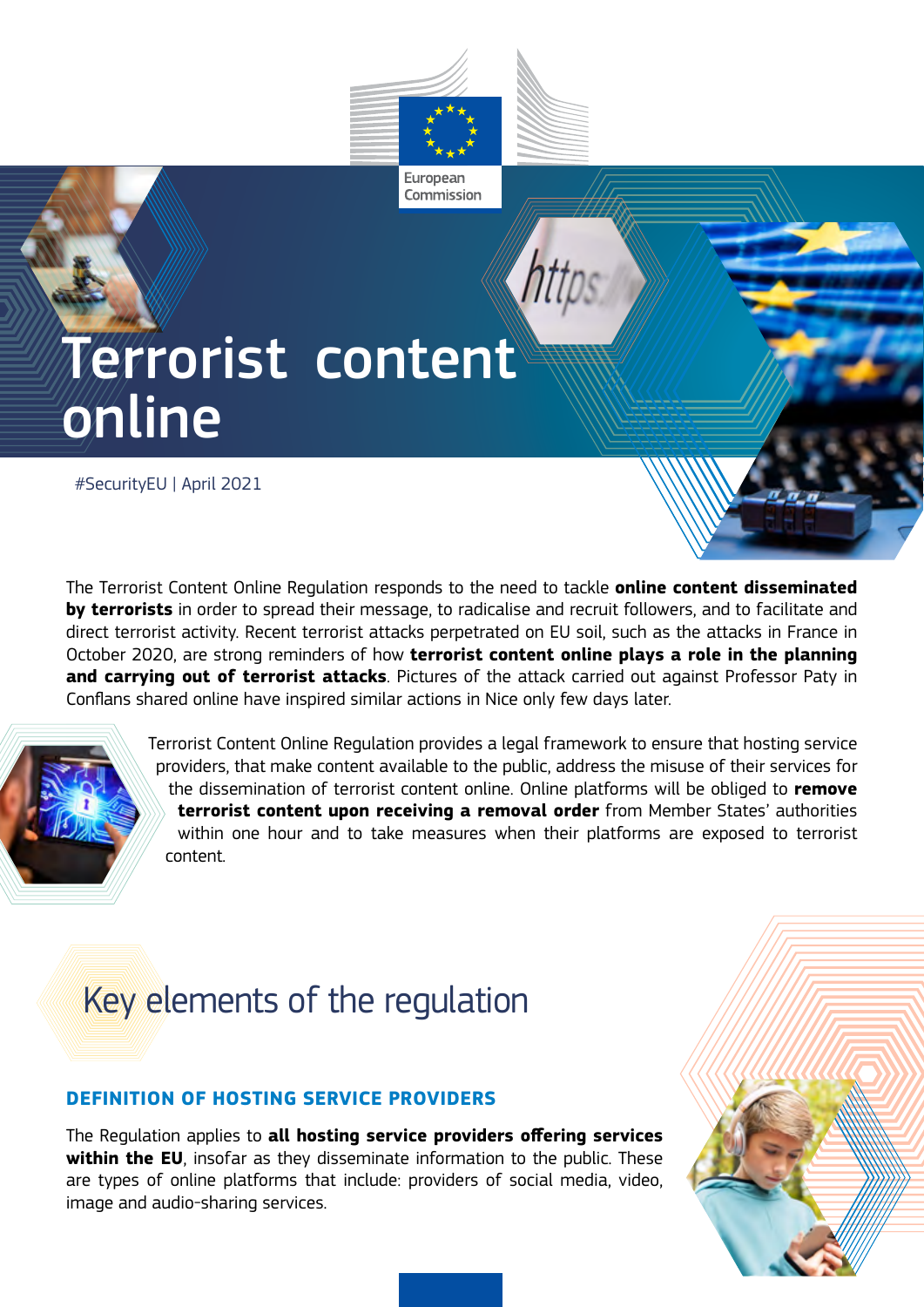# Terrorist content online

#SecurityEU | April 2021

The Terrorist Content Online Regulation responds to the need to tackle **online content disseminated by terrorists** in order to spread their message, to radicalise and recruit followers, and to facilitate and direct terrorist activity. Recent terrorist attacks perpetrated on EU soil, such as the attacks in France in October 2020, are strong reminders of how **terrorist content online plays a role in the planning and carrying out of terrorist attacks**. Pictures of the attack carried out against Professor Paty in Conflans shared online have inspired similar actions in Nice only few days later.

Terrorist Content Online Regulation provides a legal framework to ensure that hosting service providers, that make content available to the public, address the misuse of their services for the dissemination of terrorist content online. Online platforms will be obliged to **remove terrorist content upon receiving a removal order** from Member States' authorities within one hour and to take measures when their platforms are exposed to terrorist content.

## Key elements of the regulation

### DEFINITION OF HOSTING SERVICE PROVIDERS

The Regulation applies to **all hosting service providers offering services within the EU**, insofar as they disseminate information to the public. These are types of online platforms that include: providers of social media, video, image and audio-sharing services.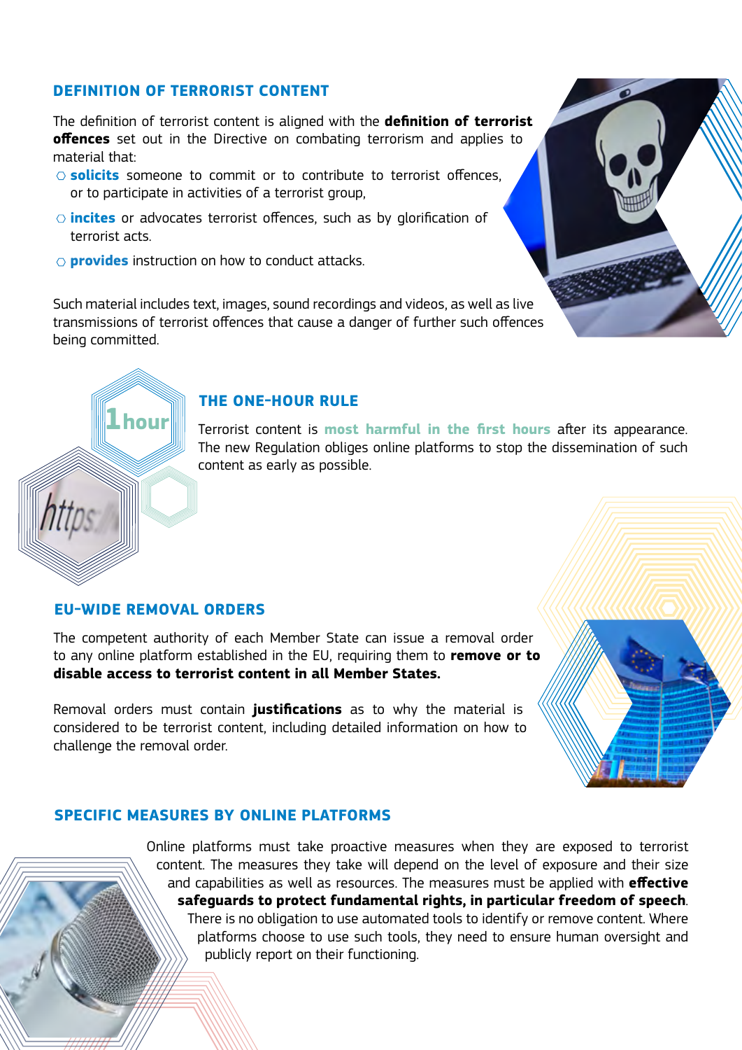## DEFINITION OF TERRORIST CONTENT

The definition of terrorist content is aligned with the **definition of terrorist offences** set out in the Directive on combating terrorism and applies to material that:

- **solicits** someone to commit or to contribute to terrorist offences, or to participate in activities of a terrorist group,
- **incites** or advocates terrorist offences, such as by glorification of terrorist acts.
- **provides** instruction on how to conduct attacks.

Such material includes text, images, sound recordings and videos, as well as live transmissions of terrorist offences that cause a danger of further such offences being committed.

## THE ONE-HOUR RULE

Terrorist content is **most harmful in the first hours** after its appearance. The new Regulation obliges online platforms to stop the dissemination of such content as early as possible.

## EU-WIDE REMOVAL ORDERS

The competent authority of each Member State can issue a removal order to any online platform established in the EU, requiring them to **remove or to disable access to terrorist content in all Member States.**

Removal orders must contain **justifications** as to why the material is considered to be terrorist content, including detailed information on how to challenge the removal order.

## SPECIFIC MEASURES BY ONLINE PLATFORMS

Online platforms must take proactive measures when they are exposed to terrorist content. The measures they take will depend on the level of exposure and their size and capabilities as well as resources. The measures must be applied with **effective safeguards to protect fundamental rights, in particular freedom of speech**. There is no obligation to use automated tools to identify or remove content. Where platforms choose to use such tools, they need to ensure human oversight and publicly report on their functioning.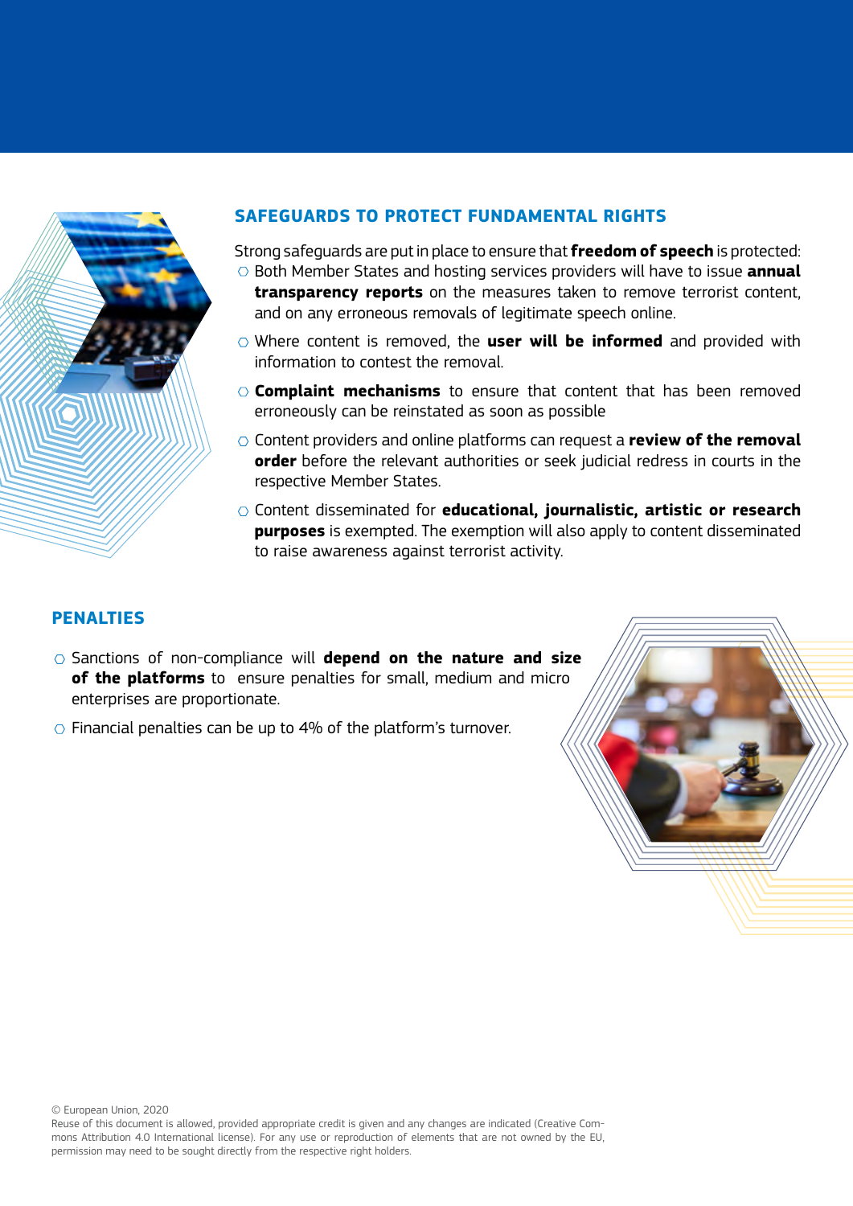## SAFEGUARDS TO PROTECT FUNDAMENTAL RIGHTS

Strong safeguards are put in place to ensure that **freedom of speech** is protected:

- Both Member States and hosting services providers will have to issue **annual transparency reports** on the measures taken to remove terrorist content, and on any erroneous removals of legitimate speech online.
- Where content is removed, the **user will be informed** and provided with information to contest the removal.
- **Complaint mechanisms** to ensure that content that has been removed erroneously can be reinstated as soon as possible
- Content providers and online platforms can request a **review of the removal order** before the relevant authorities or seek judicial redress in courts in the respective Member States.
- Content disseminated for **educational, journalistic, artistic or research purposes** is exempted. The exemption will also apply to content disseminated to raise awareness against terrorist activity.

## PENALTIES

- Sanctions of non-compliance will **depend on the nature and size of the platforms** to ensure penalties for small, medium and micro enterprises are proportionate.
- Financial penalties can be up to 4% of the platform's turnover.

© European Union, 2020
Reuse of this document is allowed, provided appropriate credit is given and any changes are indicated (Creative Commons Attribution 4.0 International license). For any use or reproduction of elements that are not owned by the EU, permission may need to be sought directly from the respective right holders.